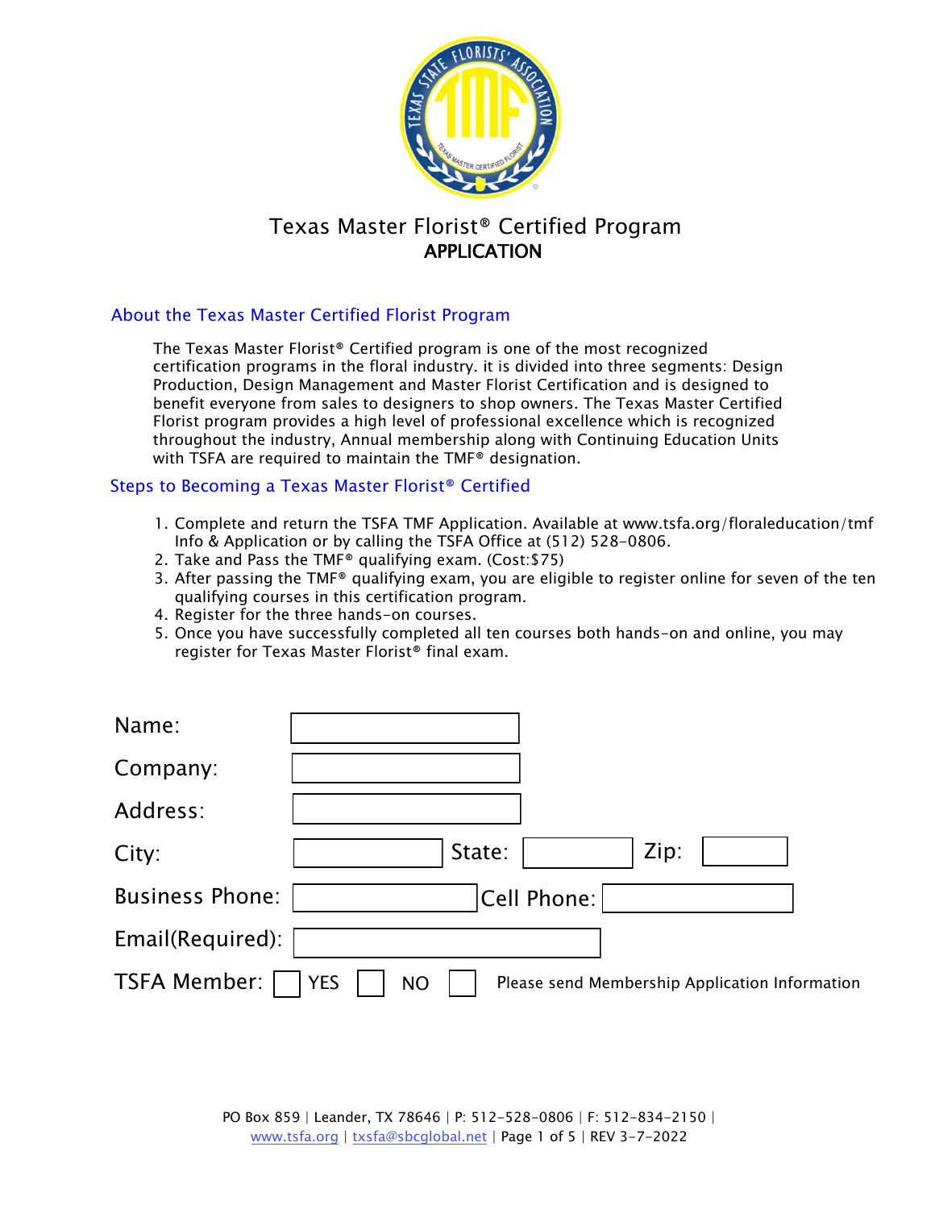# Texas Master Florist® Certified Program

## APPLICATION

### About the Texas Master Certified Florist Program

The Texas Master Florist® Certified program is one of the most recognized certification programs in the floral industry. it is divided into three segments: Design Production, Design Management and Master Florist Certification and is designed to benefit everyone from sales to designers to shop owners. The Texas Master Certified Florist program provides a high level of professional excellence which is recognized throughout the industry, Annual membership along with Continuing Education Units with TSFA are required to maintain the TMF® designation.

### Steps to Becoming a Texas Master Florist® Certified

1. Complete and return the TSFA TMF Application. Available at www.tsfa.org/floraleducation/tmf Info & Application or by calling the TSFA Office at (512) 528-0806.
2. Take and Pass the TMF® qualifying exam. (Cost:$75)
3. After passing the TMF® qualifying exam, you are eligible to register online for seven of the ten qualifying courses in this certification program.
4. Register for the three hands-on courses.
5. Once you have successfully completed all ten courses both hands-on and online, you may register for Texas Master Florist® final exam.

Name: ____________________

Company: ____________________

Address: ____________________

City: ____________ State: ____________ Zip: ____________

Business Phone: ____________ Cell Phone: ____________

Email(Required): ____________________

TSFA Member: ☐ YES ☐ NO ☐ Please send Membership Application Information

PO Box 859 | Leander, TX 78646 | P: 512-528-0806 | F: 512-834-2150 |
www.tsfa.org | txsfa@sbcglobal.net | REV 3-7-2022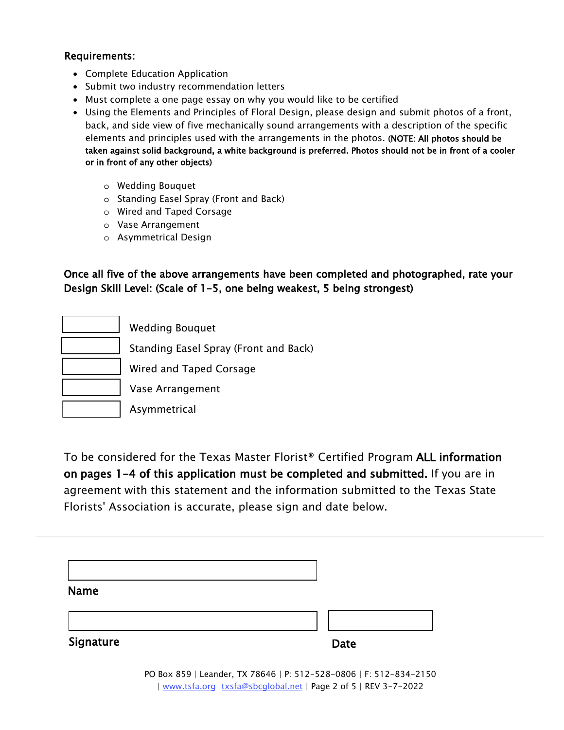**Requirements:**

- Complete Education Application
- Submit two industry recommendation letters
- Must complete a one page essay on why you would like to be certified
- Using the Elements and Principles of Floral Design, please design and submit photos of a front, back, and side view of five mechanically sound arrangements with a description of the specific elements and principles used with the arrangements in the photos. **(NOTE: All photos should be taken against solid background, a white background is preferred. Photos should not be in front of a cooler or in front of any other objects)**
  - Wedding Bouquet
  - Standing Easel Spray (Front and Back)
  - Wired and Taped Corsage
  - Vase Arrangement
  - Asymmetrical Design

**Once all five of the above arrangements have been completed and photographed, rate your Design Skill Level: (Scale of 1-5, one being weakest, 5 being strongest)**

| Rating | Arrangement |
|---|---|
| | Wedding Bouquet |
| | Standing Easel Spray (Front and Back) |
| | Wired and Taped Corsage |
| | Vase Arrangement |
| | Asymmetrical |

To be considered for the Texas Master Florist® Certified Program **ALL information on pages 1-4 of this application must be completed and submitted.** If you are in agreement with this statement and the information submitted to the Texas State Florists' Association is accurate, please sign and date below.

---

**Name**

**Signature**

**Date**

PO Box 859 | Leander, TX 78646 | P: 512-528-0806 | F: 512-834-2150 | www.tsfa.org | txsfa@sbcglobal.net | REV 3-7-2022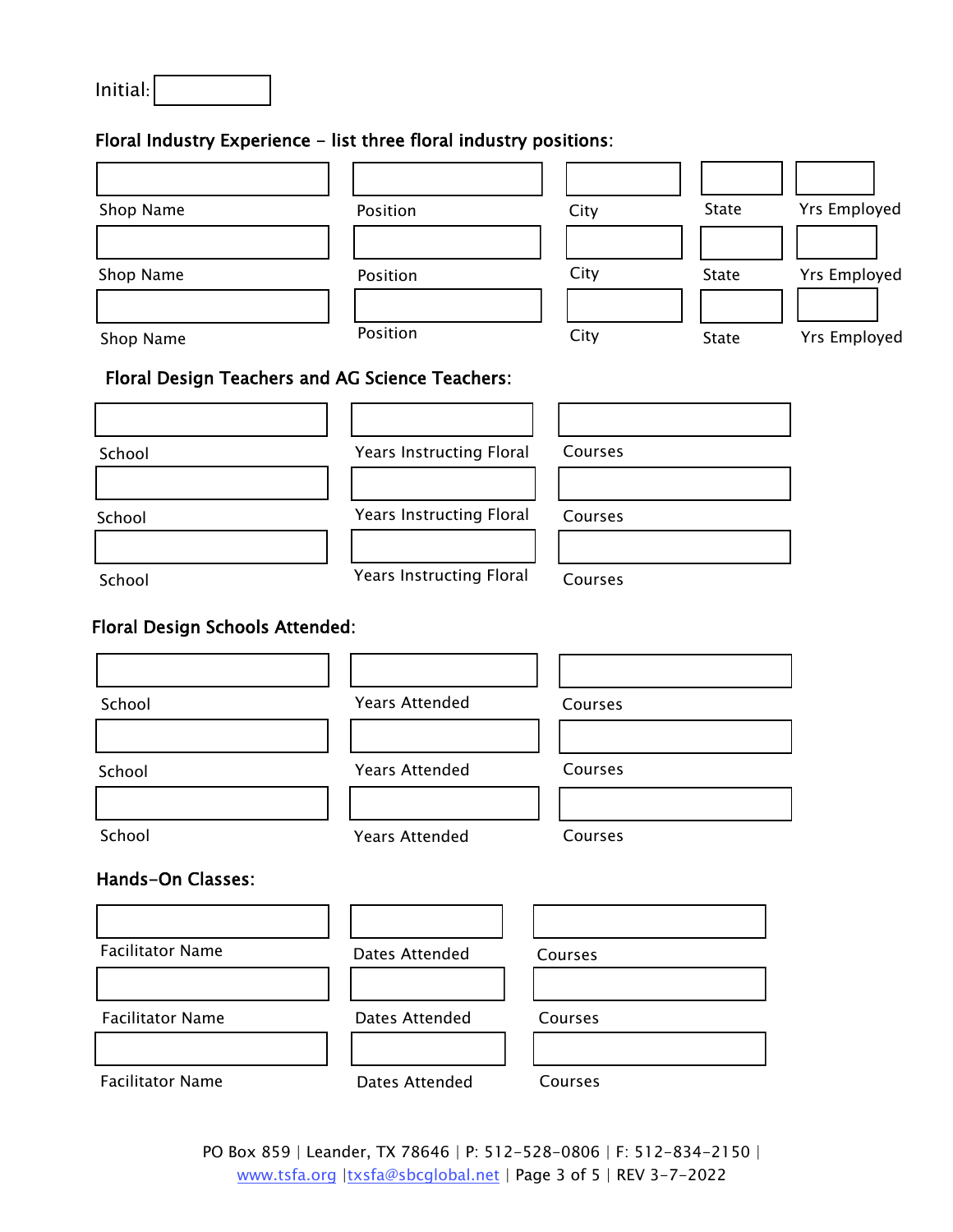Initial:

**Floral Industry Experience - list three floral industry positions:**

| Shop Name | Position | City | State | Yrs Employed |
| --- | --- | --- | --- | --- |
| | | | | |
| | | | | |
| | | | | |

**Floral Design Teachers and AG Science Teachers:**

| School | Years Instructing Floral | Courses |
| --- | --- | --- |
| | | |
| | | |
| | | |

**Floral Design Schools Attended:**

| School | Years Attended | Courses |
| --- | --- | --- |
| | | |
| | | |
| | | |

**Hands-On Classes:**

| Facilitator Name | Dates Attended | Courses |
| --- | --- | --- |
| | | |
| | | |
| | | |

PO Box 859 | Leander, TX 78646 | P: 512-528-0806 | F: 512-834-2150 | www.tsfa.org | txsfa@sbcglobal.net | REV 3-7-2022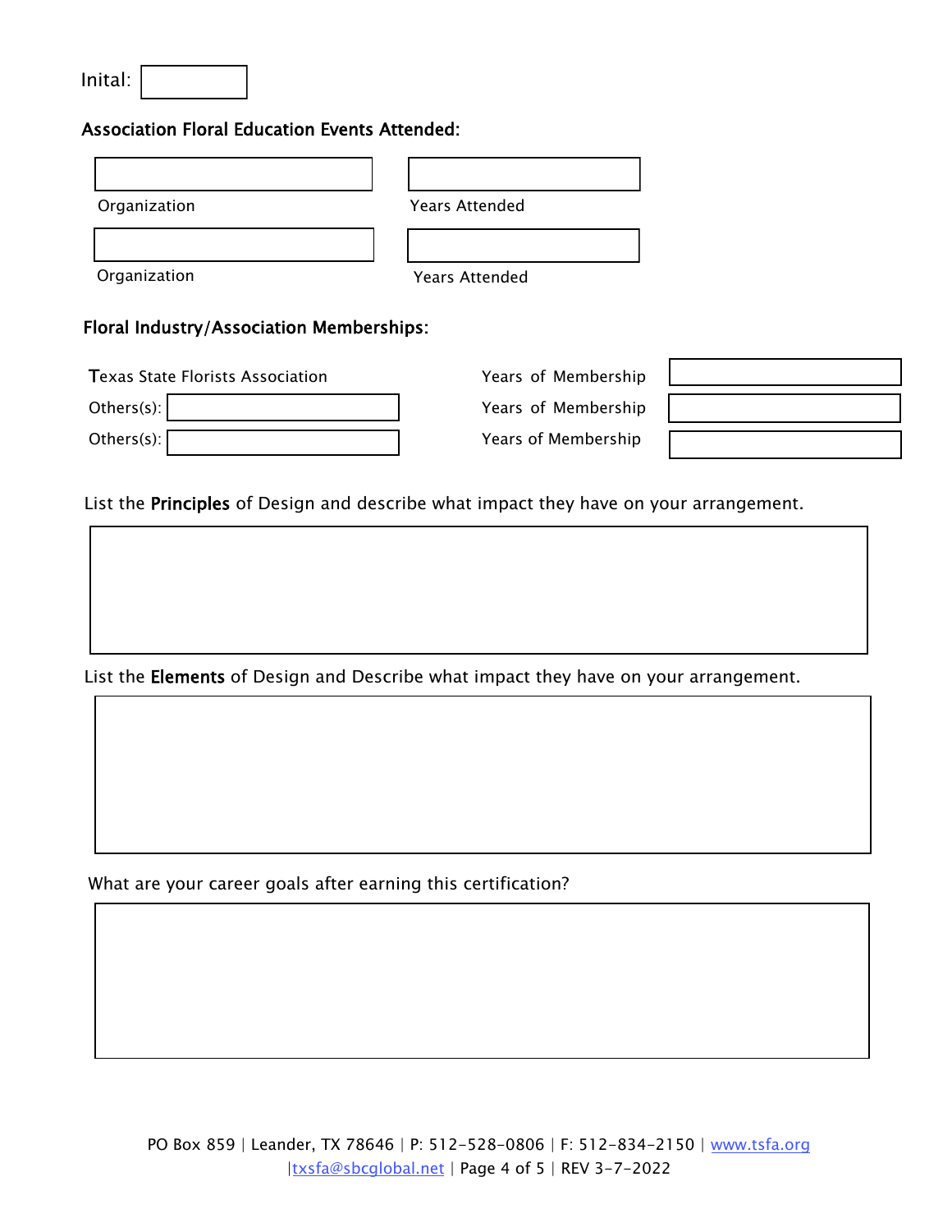Inital: 

**Association Floral Education Events Attended:**

| Organization | Years Attended |
|---|---|
| | |
| | |

**Floral Industry/Association Memberships:**

| Organization | Years of Membership |
|---|---|
| Texas State Florists Association | |
| Others(s): | |
| Others(s): | |

List the **Principles** of Design and describe what impact they have on your arrangement.

List the **Elements** of Design and Describe what impact they have on your arrangement.

What are your career goals after earning this certification?

PO Box 859 | Leander, TX 78646 | P: 512-528-0806 | F: 512-834-2150 | www.tsfa.org | txsfa@sbcglobal.net | REV 3-7-2022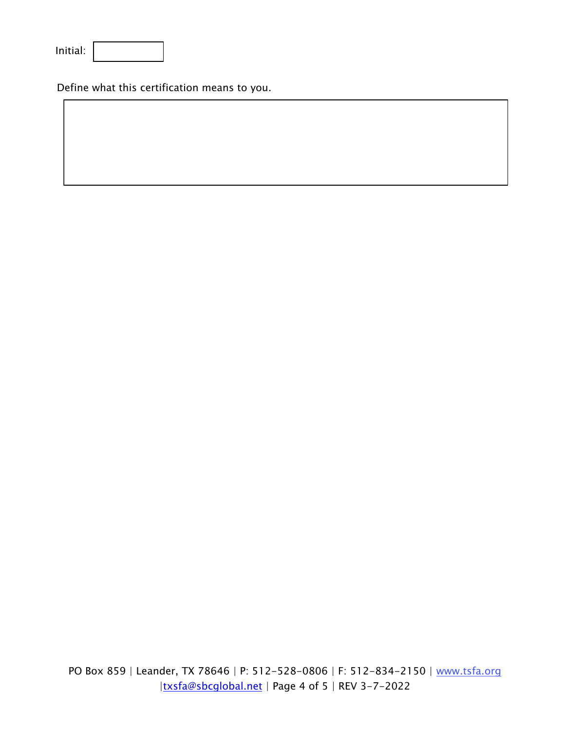Initial:

Define what this certification means to you.